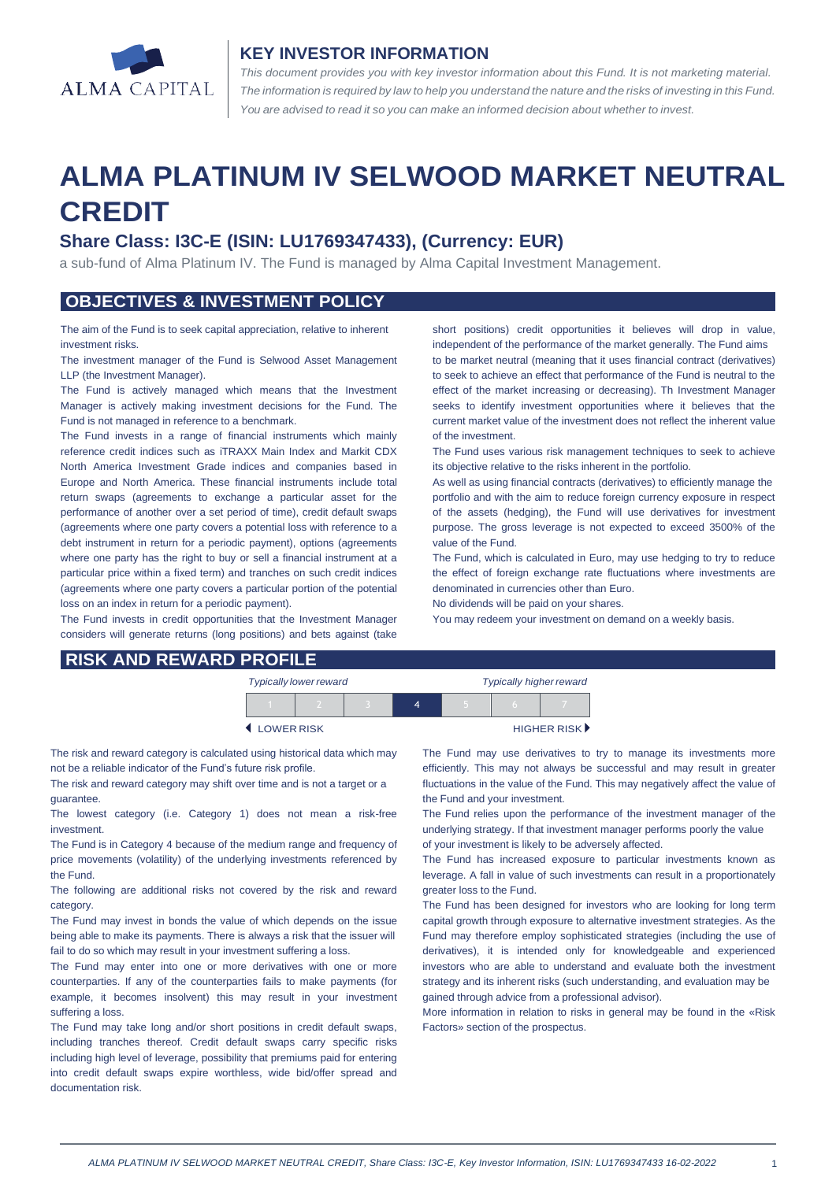ALMA CAPITAL

## KEY INVESTOR INFORMATION

*This document provides you with key investor information about this Fund. It is not marketing material. The information is required by law to help you understand the nature and the risks of investing in this Fund. You are advised to read it so you can make an informed decision about whether to invest.*

# ALMA PLATINUM IV SELWOOD MARKET NEUTRAL CREDIT

### Share Class: I3C-E (ISIN: LU1769347433), (Currency: EUR)

a sub-fund of Alma Platinum IV. The Fund is managed by Alma Capital Investment Management.

## OBJECTIVES & INVESTMENT POLICY

The aim of the Fund is to seek capital appreciation, relative to inherent investment risks.

The investment manager of the Fund is Selwood Asset Management LLP (the Investment Manager).

The Fund is actively managed which means that the Investment Manager is actively making investment decisions for the Fund. The Fund is not managed in reference to a benchmark.

The Fund invests in a range of financial instruments which mainly reference credit indices such as iTRAXX Main Index and Markit CDX North America Investment Grade indices and companies based in Europe and North America. These financial instruments include total return swaps (agreements to exchange a particular asset for the performance of another over a set period of time), credit default swaps (agreements where one party covers a potential loss with reference to a debt instrument in return for a periodic payment), options (agreements where one party has the right to buy or sell a financial instrument at a particular price within a fixed term) and tranches on such credit indices (agreements where one party covers a particular portion of the potential loss on an index in return for a periodic payment).

The Fund invests in credit opportunities that the Investment Manager considers will generate returns (long positions) and bets against (take short positions) credit opportunities it believes will drop in value, independent of the performance of the market generally. The Fund aims to be market neutral (meaning that it uses financial contract (derivatives) to seek to achieve an effect that performance of the Fund is neutral to the effect of the market increasing or decreasing). Th Investment Manager seeks to identify investment opportunities where it believes that the current market value of the investment does not reflect the inherent value of the investment.

The Fund uses various risk management techniques to seek to achieve its objective relative to the risks inherent in the portfolio.

As well as using financial contracts (derivatives) to efficiently manage the portfolio and with the aim to reduce foreign currency exposure in respect of the assets (hedging), the Fund will use derivatives for investment purpose. The gross leverage is not expected to exceed 3500% of the value of the Fund.

The Fund, which is calculated in Euro, may use hedging to try to reduce the effect of foreign exchange rate fluctuations where investments are denominated in currencies other than Euro.

No dividends will be paid on your shares.

You may redeem your investment on demand on a weekly basis.

## RISK AND REWARD PROFILE

| *Typically lower reward* | | | | | | *Typically higher reward* |
|---|---|---|---|---|---|---|
| 1 | 2 | 3 | **4** | 5 | 6 | 7 |
| ◀ LOWER RISK | | | | | | HIGHER RISK ▶ |

The risk and reward category is calculated using historical data which may not be a reliable indicator of the Fund's future risk profile.

The risk and reward category may shift over time and is not a target or a guarantee.

The lowest category (i.e. Category 1) does not mean a risk-free investment.

The Fund is in Category 4 because of the medium range and frequency of price movements (volatility) of the underlying investments referenced by the Fund.

The following are additional risks not covered by the risk and reward category.

The Fund may invest in bonds the value of which depends on the issue being able to make its payments. There is always a risk that the issuer will fail to do so which may result in your investment suffering a loss.

The Fund may enter into one or more derivatives with one or more counterparties. If any of the counterparties fails to make payments (for example, it becomes insolvent) this may result in your investment suffering a loss.

The Fund may take long and/or short positions in credit default swaps, including tranches thereof. Credit default swaps carry specific risks including high level of leverage, possibility that premiums paid for entering into credit default swaps expire worthless, wide bid/offer spread and documentation risk.

The Fund may use derivatives to try to manage its investments more efficiently. This may not always be successful and may result in greater fluctuations in the value of the Fund. This may negatively affect the value of the Fund and your investment.

The Fund relies upon the performance of the investment manager of the underlying strategy. If that investment manager performs poorly the value of your investment is likely to be adversely affected.

The Fund has increased exposure to particular investments known as leverage. A fall in value of such investments can result in a proportionately greater loss to the Fund.

The Fund has been designed for investors who are looking for long term capital growth through exposure to alternative investment strategies. As the Fund may therefore employ sophisticated strategies (including the use of derivatives), it is intended only for knowledgeable and experienced investors who are able to understand and evaluate both the investment strategy and its inherent risks (such understanding, and evaluation may be gained through advice from a professional advisor).

More information in relation to risks in general may be found in the «Risk Factors» section of the prospectus.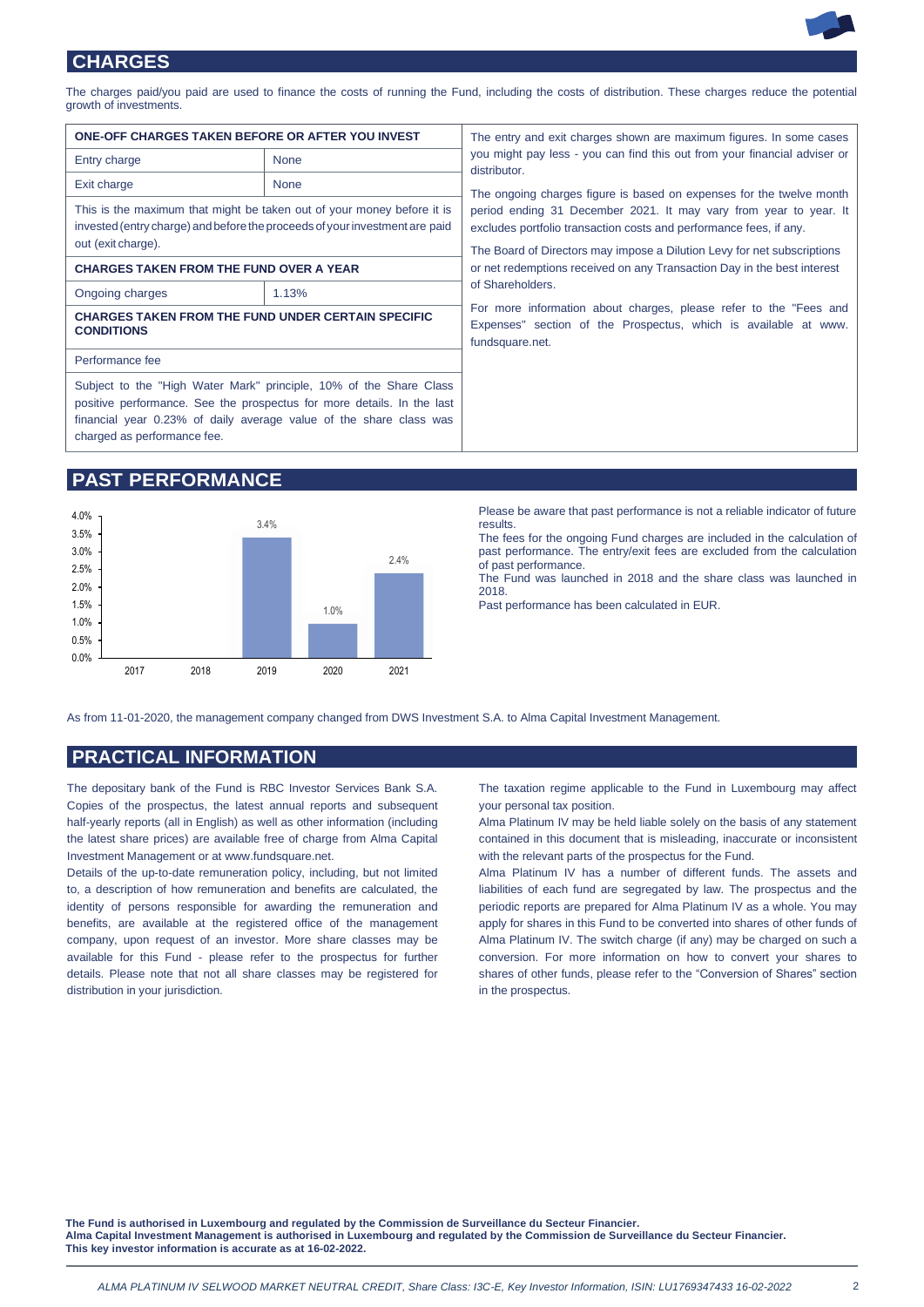## CHARGES

The charges paid/you paid are used to finance the costs of running the Fund, including the costs of distribution. These charges reduce the potential growth of investments.

| ONE-OFF CHARGES TAKEN BEFORE OR AFTER YOU INVEST | |
|---|---|
| Entry charge | None |
| Exit charge | None |
| This is the maximum that might be taken out of your money before it is invested (entry charge) and before the proceeds of your investment are paid out (exit charge). | |
| **CHARGES TAKEN FROM THE FUND OVER A YEAR** | |
| Ongoing charges | 1.13% |
| **CHARGES TAKEN FROM THE FUND UNDER CERTAIN SPECIFIC CONDITIONS** | |
| Performance fee | |
| Subject to the "High Water Mark" principle, 10% of the Share Class positive performance. See the prospectus for more details. In the last financial year 0.23% of daily average value of the share class was charged as performance fee. | |

The entry and exit charges shown are maximum figures. In some cases you might pay less - you can find this out from your financial adviser or distributor.

The ongoing charges figure is based on expenses for the twelve month period ending 31 December 2021. It may vary from year to year. It excludes portfolio transaction costs and performance fees, if any.

The Board of Directors may impose a Dilution Levy for net subscriptions or net redemptions received on any Transaction Day in the best interest of Shareholders.

For more information about charges, please refer to the "Fees and Expenses" section of the Prospectus, which is available at www. fundsquare.net.

## PAST PERFORMANCE

4.0%
3.5%
3.0%
2.5%
2.0%
1.5%
1.0%
0.5%
0.0%

3.4%
1.0%
2.4%

2017 2018 2019 2020 2021

Please be aware that past performance is not a reliable indicator of future results.
The fees for the ongoing Fund charges are included in the calculation of past performance. The entry/exit fees are excluded from the calculation of past performance.
The Fund was launched in 2018 and the share class was launched in 2018.
Past performance has been calculated in EUR.

As from 11-01-2020, the management company changed from DWS Investment S.A. to Alma Capital Investment Management.

## PRACTICAL INFORMATION

The depositary bank of the Fund is RBC Investor Services Bank S.A. Copies of the prospectus, the latest annual reports and subsequent half-yearly reports (all in English) as well as other information (including the latest share prices) are available free of charge from Alma Capital Investment Management or at www.fundsquare.net.

Details of the up-to-date remuneration policy, including, but not limited to, a description of how remuneration and benefits are calculated, the identity of persons responsible for awarding the remuneration and benefits, are available at the registered office of the management company, upon request of an investor. More share classes may be available for this Fund - please refer to the prospectus for further details. Please note that not all share classes may be registered for distribution in your jurisdiction.

The taxation regime applicable to the Fund in Luxembourg may affect your personal tax position.

Alma Platinum IV may be held liable solely on the basis of any statement contained in this document that is misleading, inaccurate or inconsistent with the relevant parts of the prospectus for the Fund.

Alma Platinum IV has a number of different funds. The assets and liabilities of each fund are segregated by law. The prospectus and the periodic reports are prepared for Alma Platinum IV as a whole. You may apply for shares in this Fund to be converted into shares of other funds of Alma Platinum IV. The switch charge (if any) may be charged on such a conversion. For more information on how to convert your shares to shares of other funds, please refer to the "Conversion of Shares" section in the prospectus.

**The Fund is authorised in Luxembourg and regulated by the Commission de Surveillance du Secteur Financier.**
**Alma Capital Investment Management is authorised in Luxembourg and regulated by the Commission de Surveillance du Secteur Financier.**
**This key investor information is accurate as at 16-02-2022.**